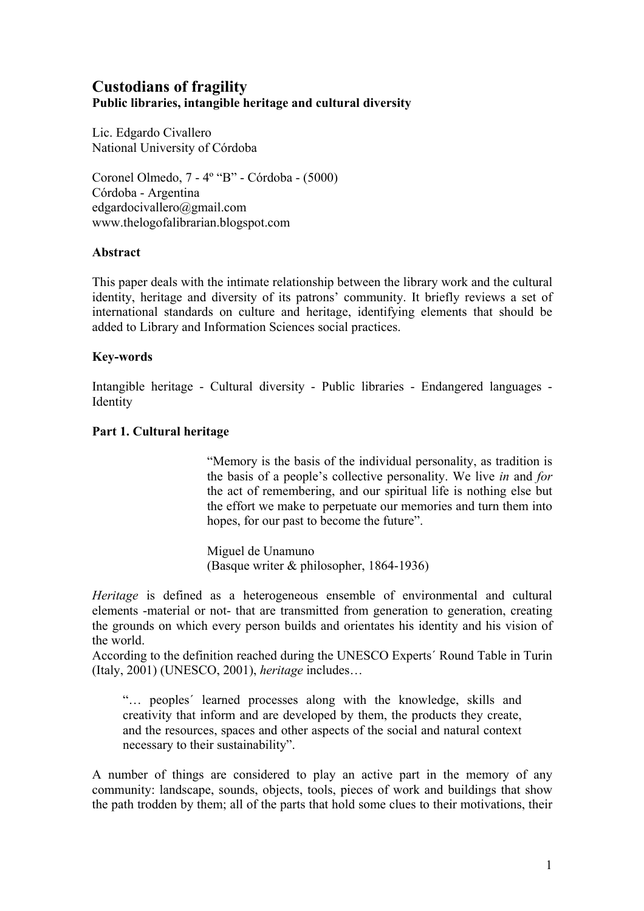# Custodians of fragility

**Public libraries, intangible heritage and cultural diversity**

Lic. Edgardo Civallero
National University of Córdoba

Coronel Olmedo, 7 - 4º "B" - Córdoba - (5000)
Córdoba - Argentina
edgardocivallero@gmail.com
www.thelogofalibrarian.blogspot.com

**Abstract**

This paper deals with the intimate relationship between the library work and the cultural identity, heritage and diversity of its patrons' community. It briefly reviews a set of international standards on culture and heritage, identifying elements that should be added to Library and Information Sciences social practices.

**Key-words**

Intangible heritage - Cultural diversity - Public libraries - Endangered languages - Identity

## Part 1. Cultural heritage

> "Memory is the basis of the individual personality, as tradition is the basis of a people's collective personality. We live *in* and *for* the act of remembering, and our spiritual life is nothing else but the effort we make to perpetuate our memories and turn them into hopes, for our past to become the future".
>
> Miguel de Unamuno
> (Basque writer & philosopher, 1864-1936)

*Heritage* is defined as a heterogeneous ensemble of environmental and cultural elements -material or not- that are transmitted from generation to generation, creating the grounds on which every person builds and orientates his identity and his vision of the world.

According to the definition reached during the UNESCO Experts´ Round Table in Turin (Italy, 2001) (UNESCO, 2001), *heritage* includes…

> "… peoples´ learned processes along with the knowledge, skills and creativity that inform and are developed by them, the products they create, and the resources, spaces and other aspects of the social and natural context necessary to their sustainability".

A number of things are considered to play an active part in the memory of any community: landscape, sounds, objects, tools, pieces of work and buildings that show the path trodden by them; all of the parts that hold some clues to their motivations, their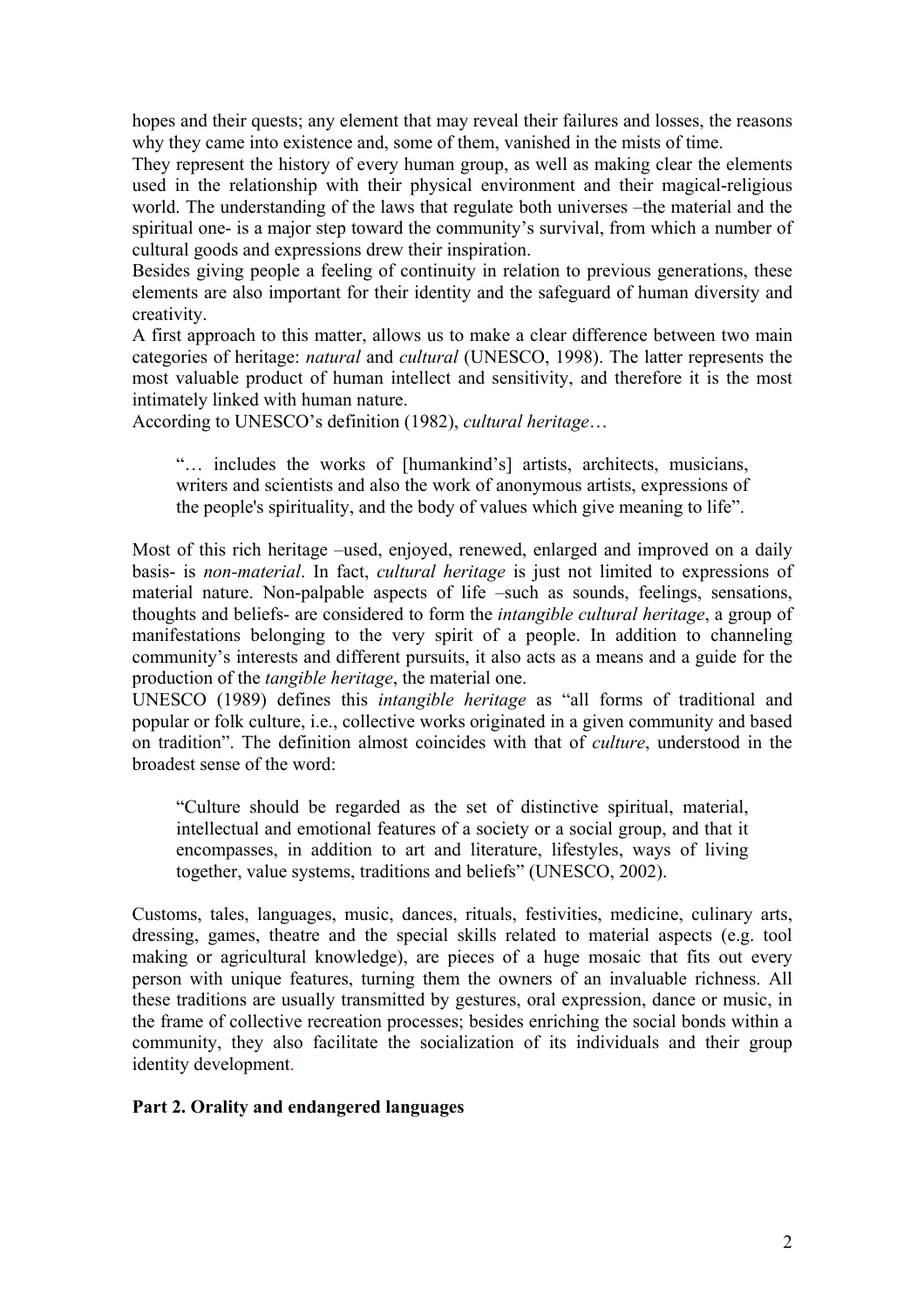hopes and their quests; any element that may reveal their failures and losses, the reasons why they came into existence and, some of them, vanished in the mists of time.

They represent the history of every human group, as well as making clear the elements used in the relationship with their physical environment and their magical-religious world. The understanding of the laws that regulate both universes –the material and the spiritual one- is a major step toward the community's survival, from which a number of cultural goods and expressions drew their inspiration.

Besides giving people a feeling of continuity in relation to previous generations, these elements are also important for their identity and the safeguard of human diversity and creativity.

A first approach to this matter, allows us to make a clear difference between two main categories of heritage: *natural* and *cultural* (UNESCO, 1998). The latter represents the most valuable product of human intellect and sensitivity, and therefore it is the most intimately linked with human nature.

According to UNESCO's definition (1982), *cultural heritage*…

> "… includes the works of [humankind's] artists, architects, musicians, writers and scientists and also the work of anonymous artists, expressions of the people's spirituality, and the body of values which give meaning to life".

Most of this rich heritage –used, enjoyed, renewed, enlarged and improved on a daily basis- is *non-material*. In fact, *cultural heritage* is just not limited to expressions of material nature. Non-palpable aspects of life –such as sounds, feelings, sensations, thoughts and beliefs- are considered to form the *intangible cultural heritage*, a group of manifestations belonging to the very spirit of a people. In addition to channeling community's interests and different pursuits, it also acts as a means and a guide for the production of the *tangible heritage*, the material one.

UNESCO (1989) defines this *intangible heritage* as "all forms of traditional and popular or folk culture, i.e., collective works originated in a given community and based on tradition". The definition almost coincides with that of *culture*, understood in the broadest sense of the word:

> "Culture should be regarded as the set of distinctive spiritual, material, intellectual and emotional features of a society or a social group, and that it encompasses, in addition to art and literature, lifestyles, ways of living together, value systems, traditions and beliefs" (UNESCO, 2002).

Customs, tales, languages, music, dances, rituals, festivities, medicine, culinary arts, dressing, games, theatre and the special skills related to material aspects (e.g. tool making or agricultural knowledge), are pieces of a huge mosaic that fits out every person with unique features, turning them the owners of an invaluable richness. All these traditions are usually transmitted by gestures, oral expression, dance or music, in the frame of collective recreation processes; besides enriching the social bonds within a community, they also facilitate the socialization of its individuals and their group identity development.

## Part 2. Orality and endangered languages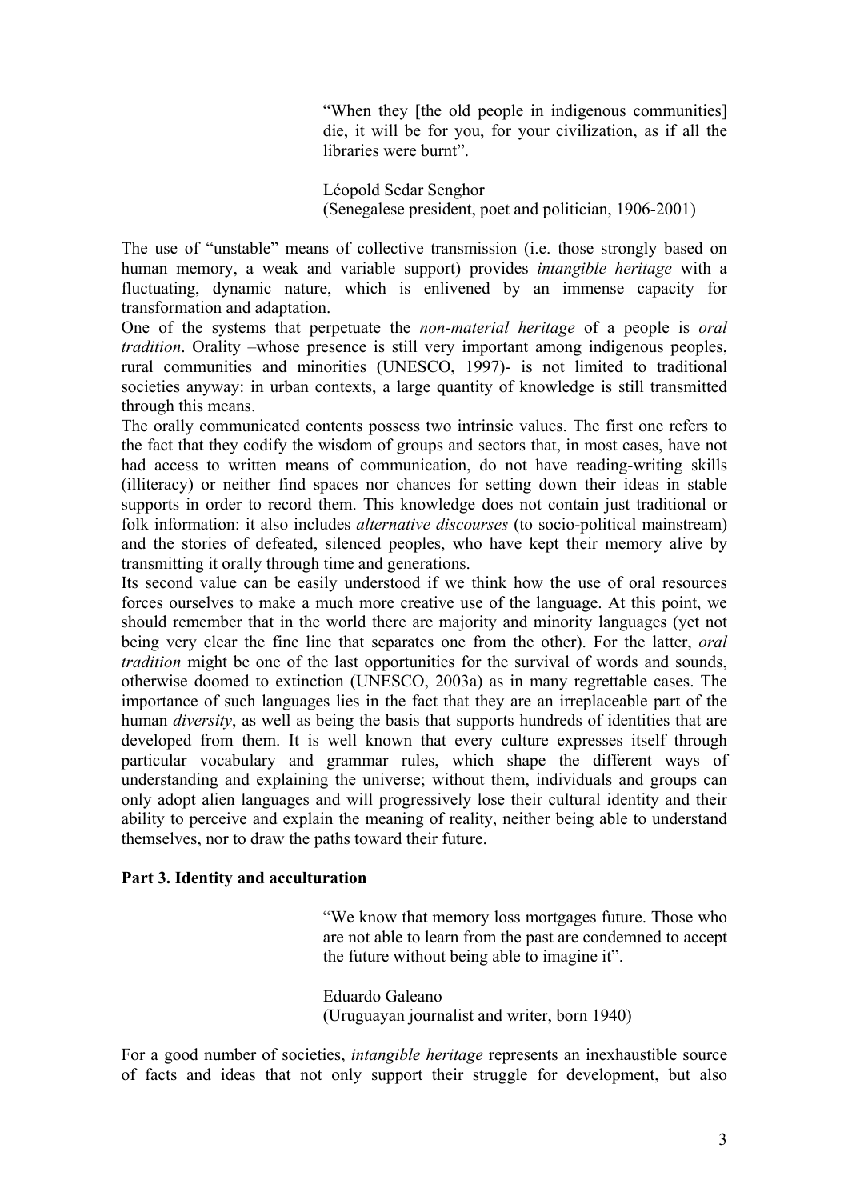> "When they [the old people in indigenous communities] die, it will be for you, for your civilization, as if all the libraries were burnt".
>
> Léopold Sedar Senghor
> (Senegalese president, poet and politician, 1906-2001)

The use of "unstable" means of collective transmission (i.e. those strongly based on human memory, a weak and variable support) provides *intangible heritage* with a fluctuating, dynamic nature, which is enlivened by an immense capacity for transformation and adaptation.

One of the systems that perpetuate the *non-material heritage* of a people is *oral tradition*. Orality –whose presence is still very important among indigenous peoples, rural communities and minorities (UNESCO, 1997)- is not limited to traditional societies anyway: in urban contexts, a large quantity of knowledge is still transmitted through this means.

The orally communicated contents possess two intrinsic values. The first one refers to the fact that they codify the wisdom of groups and sectors that, in most cases, have not had access to written means of communication, do not have reading-writing skills (illiteracy) or neither find spaces nor chances for setting down their ideas in stable supports in order to record them. This knowledge does not contain just traditional or folk information: it also includes *alternative discourses* (to socio-political mainstream) and the stories of defeated, silenced peoples, who have kept their memory alive by transmitting it orally through time and generations.

Its second value can be easily understood if we think how the use of oral resources forces ourselves to make a much more creative use of the language. At this point, we should remember that in the world there are majority and minority languages (yet not being very clear the fine line that separates one from the other). For the latter, *oral tradition* might be one of the last opportunities for the survival of words and sounds, otherwise doomed to extinction (UNESCO, 2003a) as in many regrettable cases. The importance of such languages lies in the fact that they are an irreplaceable part of the human *diversity*, as well as being the basis that supports hundreds of identities that are developed from them. It is well known that every culture expresses itself through particular vocabulary and grammar rules, which shape the different ways of understanding and explaining the universe; without them, individuals and groups can only adopt alien languages and will progressively lose their cultural identity and their ability to perceive and explain the meaning of reality, neither being able to understand themselves, nor to draw the paths toward their future.

**Part 3. Identity and acculturation**

> "We know that memory loss mortgages future. Those who are not able to learn from the past are condemned to accept the future without being able to imagine it".
>
> Eduardo Galeano
> (Uruguayan journalist and writer, born 1940)

For a good number of societies, *intangible heritage* represents an inexhaustible source of facts and ideas that not only support their struggle for development, but also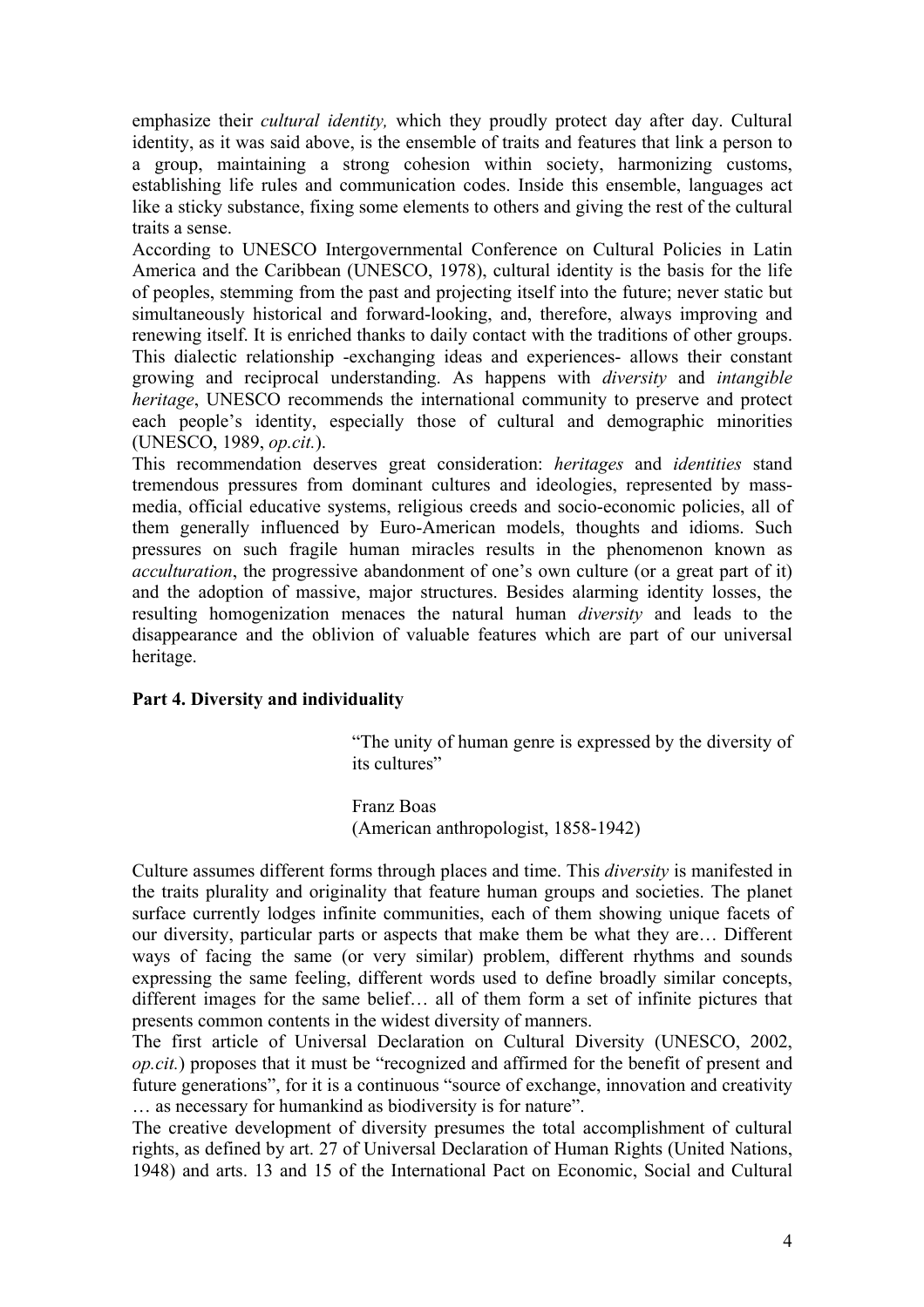emphasize their *cultural identity,* which they proudly protect day after day. Cultural identity, as it was said above, is the ensemble of traits and features that link a person to a group, maintaining a strong cohesion within society, harmonizing customs, establishing life rules and communication codes. Inside this ensemble, languages act like a sticky substance, fixing some elements to others and giving the rest of the cultural traits a sense.

According to UNESCO Intergovernmental Conference on Cultural Policies in Latin America and the Caribbean (UNESCO, 1978), cultural identity is the basis for the life of peoples, stemming from the past and projecting itself into the future; never static but simultaneously historical and forward-looking, and, therefore, always improving and renewing itself. It is enriched thanks to daily contact with the traditions of other groups. This dialectic relationship -exchanging ideas and experiences- allows their constant growing and reciprocal understanding. As happens with *diversity* and *intangible heritage*, UNESCO recommends the international community to preserve and protect each people's identity, especially those of cultural and demographic minorities (UNESCO, 1989, *op.cit.*).

This recommendation deserves great consideration: *heritages* and *identities* stand tremendous pressures from dominant cultures and ideologies, represented by mass-media, official educative systems, religious creeds and socio-economic policies, all of them generally influenced by Euro-American models, thoughts and idioms. Such pressures on such fragile human miracles results in the phenomenon known as *acculturation*, the progressive abandonment of one's own culture (or a great part of it) and the adoption of massive, major structures. Besides alarming identity losses, the resulting homogenization menaces the natural human *diversity* and leads to the disappearance and the oblivion of valuable features which are part of our universal heritage.

**Part 4. Diversity and individuality**

> "The unity of human genre is expressed by the diversity of its cultures"
>
> Franz Boas
> (American anthropologist, 1858-1942)

Culture assumes different forms through places and time. This *diversity* is manifested in the traits plurality and originality that feature human groups and societies. The planet surface currently lodges infinite communities, each of them showing unique facets of our diversity, particular parts or aspects that make them be what they are… Different ways of facing the same (or very similar) problem, different rhythms and sounds expressing the same feeling, different words used to define broadly similar concepts, different images for the same belief… all of them form a set of infinite pictures that presents common contents in the widest diversity of manners.

The first article of Universal Declaration on Cultural Diversity (UNESCO, 2002, *op.cit.*) proposes that it must be "recognized and affirmed for the benefit of present and future generations", for it is a continuous "source of exchange, innovation and creativity … as necessary for humankind as biodiversity is for nature".

The creative development of diversity presumes the total accomplishment of cultural rights, as defined by art. 27 of Universal Declaration of Human Rights (United Nations, 1948) and arts. 13 and 15 of the International Pact on Economic, Social and Cultural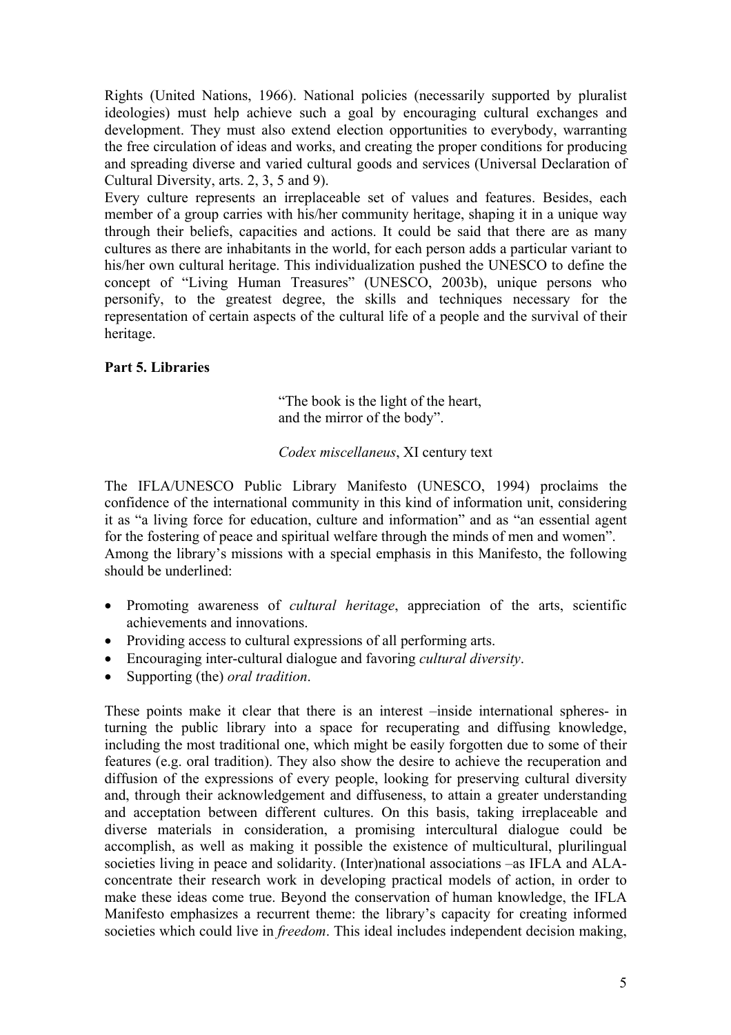Rights (United Nations, 1966). National policies (necessarily supported by pluralist ideologies) must help achieve such a goal by encouraging cultural exchanges and development. They must also extend election opportunities to everybody, warranting the free circulation of ideas and works, and creating the proper conditions for producing and spreading diverse and varied cultural goods and services (Universal Declaration of Cultural Diversity, arts. 2, 3, 5 and 9).

Every culture represents an irreplaceable set of values and features. Besides, each member of a group carries with his/her community heritage, shaping it in a unique way through their beliefs, capacities and actions. It could be said that there are as many cultures as there are inhabitants in the world, for each person adds a particular variant to his/her own cultural heritage. This individualization pushed the UNESCO to define the concept of "Living Human Treasures" (UNESCO, 2003b), unique persons who personify, to the greatest degree, the skills and techniques necessary for the representation of certain aspects of the cultural life of a people and the survival of their heritage.

## Part 5. Libraries

> "The book is the light of the heart,
> and the mirror of the body".
>
> *Codex miscellaneus*, XI century text

The IFLA/UNESCO Public Library Manifesto (UNESCO, 1994) proclaims the confidence of the international community in this kind of information unit, considering it as "a living force for education, culture and information" and as "an essential agent for the fostering of peace and spiritual welfare through the minds of men and women".
Among the library's missions with a special emphasis in this Manifesto, the following should be underlined:

- Promoting awareness of *cultural heritage*, appreciation of the arts, scientific achievements and innovations.
- Providing access to cultural expressions of all performing arts.
- Encouraging inter-cultural dialogue and favoring *cultural diversity*.
- Supporting (the) *oral tradition*.

These points make it clear that there is an interest –inside international spheres- in turning the public library into a space for recuperating and diffusing knowledge, including the most traditional one, which might be easily forgotten due to some of their features (e.g. oral tradition). They also show the desire to achieve the recuperation and diffusion of the expressions of every people, looking for preserving cultural diversity and, through their acknowledgement and diffuseness, to attain a greater understanding and acceptation between different cultures. On this basis, taking irreplaceable and diverse materials in consideration, a promising intercultural dialogue could be accomplish, as well as making it possible the existence of multicultural, plurilingual societies living in peace and solidarity. (Inter)national associations –as IFLA and ALA-concentrate their research work in developing practical models of action, in order to make these ideas come true. Beyond the conservation of human knowledge, the IFLA Manifesto emphasizes a recurrent theme: the library's capacity for creating informed societies which could live in *freedom*. This ideal includes independent decision making,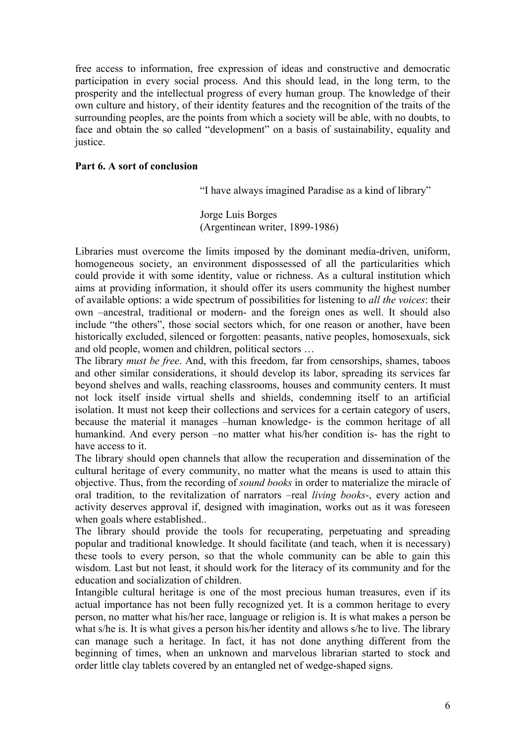free access to information, free expression of ideas and constructive and democratic participation in every social process. And this should lead, in the long term, to the prosperity and the intellectual progress of every human group. The knowledge of their own culture and history, of their identity features and the recognition of the traits of the surrounding peoples, are the points from which a society will be able, with no doubts, to face and obtain the so called "development" on a basis of sustainability, equality and justice.

**Part 6. A sort of conclusion**

> "I have always imagined Paradise as a kind of library"
>
> Jorge Luis Borges
> (Argentinean writer, 1899-1986)

Libraries must overcome the limits imposed by the dominant media-driven, uniform, homogeneous society, an environment dispossessed of all the particularities which could provide it with some identity, value or richness. As a cultural institution which aims at providing information, it should offer its users community the highest number of available options: a wide spectrum of possibilities for listening to *all the voices*: their own –ancestral, traditional or modern- and the foreign ones as well. It should also include "the others", those social sectors which, for one reason or another, have been historically excluded, silenced or forgotten: peasants, native peoples, homosexuals, sick and old people, women and children, political sectors …

The library *must be free*. And, with this freedom, far from censorships, shames, taboos and other similar considerations, it should develop its labor, spreading its services far beyond shelves and walls, reaching classrooms, houses and community centers. It must not lock itself inside virtual shells and shields, condemning itself to an artificial isolation. It must not keep their collections and services for a certain category of users, because the material it manages –human knowledge- is the common heritage of all humankind. And every person –no matter what his/her condition is- has the right to have access to it.

The library should open channels that allow the recuperation and dissemination of the cultural heritage of every community, no matter what the means is used to attain this objective. Thus, from the recording of *sound books* in order to materialize the miracle of oral tradition, to the revitalization of narrators –real *living books*-, every action and activity deserves approval if, designed with imagination, works out as it was foreseen when goals where established..

The library should provide the tools for recuperating, perpetuating and spreading popular and traditional knowledge. It should facilitate (and teach, when it is necessary) these tools to every person, so that the whole community can be able to gain this wisdom. Last but not least, it should work for the literacy of its community and for the education and socialization of children.

Intangible cultural heritage is one of the most precious human treasures, even if its actual importance has not been fully recognized yet. It is a common heritage to every person, no matter what his/her race, language or religion is. It is what makes a person be what s/he is. It is what gives a person his/her identity and allows s/he to live. The library can manage such a heritage. In fact, it has not done anything different from the beginning of times, when an unknown and marvelous librarian started to stock and order little clay tablets covered by an entangled net of wedge-shaped signs.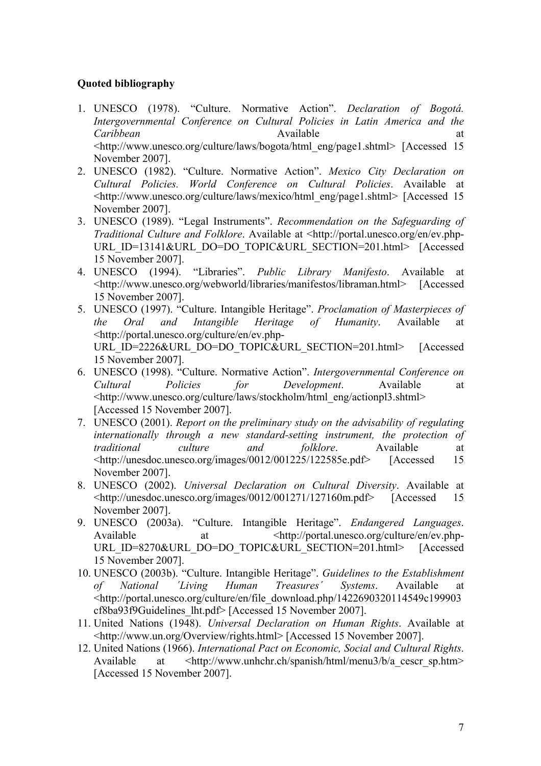**Quoted bibliography**

1. UNESCO (1978). "Culture. Normative Action". *Declaration of Bogotá. Intergovernmental Conference on Cultural Policies in Latin America and the Caribbean* Available at <http://www.unesco.org/culture/laws/bogota/html_eng/page1.shtml> [Accessed 15 November 2007].
2. UNESCO (1982). "Culture. Normative Action". *Mexico City Declaration on Cultural Policies. World Conference on Cultural Policies*. Available at <http://www.unesco.org/culture/laws/mexico/html_eng/page1.shtml> [Accessed 15 November 2007].
3. UNESCO (1989). "Legal Instruments". *Recommendation on the Safeguarding of Traditional Culture and Folklore*. Available at <http://portal.unesco.org/en/ev.php-URL_ID=13141&URL_DO=DO_TOPIC&URL_SECTION=201.html> [Accessed 15 November 2007].
4. UNESCO (1994). "Libraries". *Public Library Manifesto*. Available at <http://www.unesco.org/webworld/libraries/manifestos/libraman.html> [Accessed 15 November 2007].
5. UNESCO (1997). "Culture. Intangible Heritage". *Proclamation of Masterpieces of the Oral and Intangible Heritage of Humanity*. Available at <http://portal.unesco.org/culture/en/ev.php-URL_ID=2226&URL_DO=DO_TOPIC&URL_SECTION=201.html> [Accessed 15 November 2007].
6. UNESCO (1998). "Culture. Normative Action". *Intergovernmental Conference on Cultural Policies for Development*. Available at <http://www.unesco.org/culture/laws/stockholm/html_eng/actionpl3.shtml> [Accessed 15 November 2007].
7. UNESCO (2001). *Report on the preliminary study on the advisability of regulating internationally through a new standard-setting instrument, the protection of traditional culture and folklore*. Available at <http://unesdoc.unesco.org/images/0012/001225/122585e.pdf> [Accessed 15 November 2007].
8. UNESCO (2002). *Universal Declaration on Cultural Diversity*. Available at <http://unesdoc.unesco.org/images/0012/001271/127160m.pdf> [Accessed 15 November 2007].
9. UNESCO (2003a). "Culture. Intangible Heritage". *Endangered Languages*. Available at <http://portal.unesco.org/culture/en/ev.php-URL_ID=8270&URL_DO=DO_TOPIC&URL_SECTION=201.html> [Accessed 15 November 2007].
10. UNESCO (2003b). "Culture. Intangible Heritage". *Guidelines to the Establishment of National ´Living Human Treasures´ Systems*. Available at <http://portal.unesco.org/culture/en/file_download.php/1422690320114549c199903cf8ba93f9Guidelines_lht.pdf> [Accessed 15 November 2007].
11. United Nations (1948). *Universal Declaration on Human Rights*. Available at <http://www.un.org/Overview/rights.html> [Accessed 15 November 2007].
12. United Nations (1966). *International Pact on Economic, Social and Cultural Rights*. Available at <http://www.unhchr.ch/spanish/html/menu3/b/a_cescr_sp.htm> [Accessed 15 November 2007].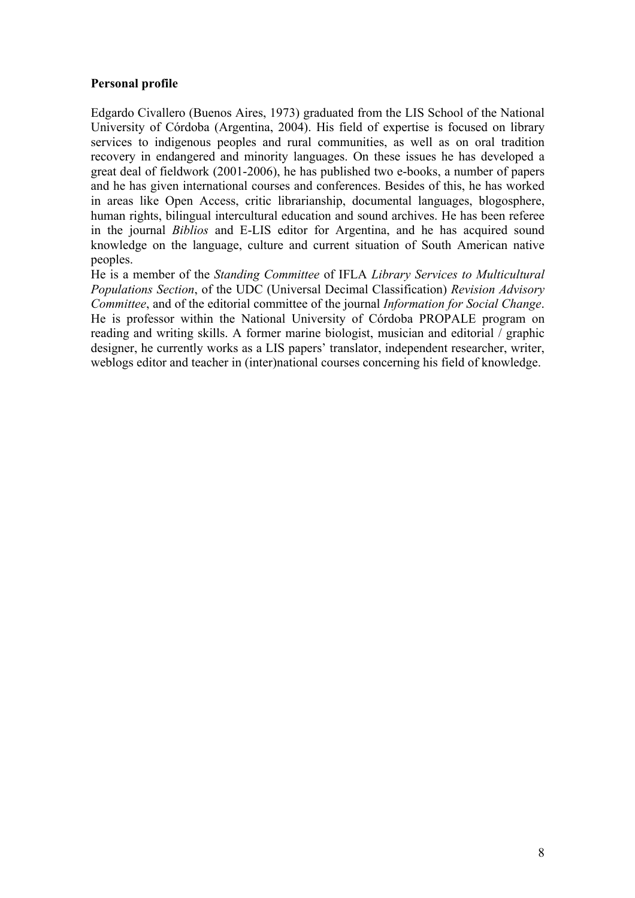**Personal profile**

Edgardo Civallero (Buenos Aires, 1973) graduated from the LIS School of the National University of Córdoba (Argentina, 2004). His field of expertise is focused on library services to indigenous peoples and rural communities, as well as on oral tradition recovery in endangered and minority languages. On these issues he has developed a great deal of fieldwork (2001-2006), he has published two e-books, a number of papers and he has given international courses and conferences. Besides of this, he has worked in areas like Open Access, critic librarianship, documental languages, blogosphere, human rights, bilingual intercultural education and sound archives. He has been referee in the journal *Biblios* and E-LIS editor for Argentina, and he has acquired sound knowledge on the language, culture and current situation of South American native peoples.

He is a member of the *Standing Committee* of IFLA *Library Services to Multicultural Populations Section*, of the UDC (Universal Decimal Classification) *Revision Advisory Committee*, and of the editorial committee of the journal *Information for Social Change*. He is professor within the National University of Córdoba PROPALE program on reading and writing skills. A former marine biologist, musician and editorial / graphic designer, he currently works as a LIS papers' translator, independent researcher, writer, weblogs editor and teacher in (inter)national courses concerning his field of knowledge.